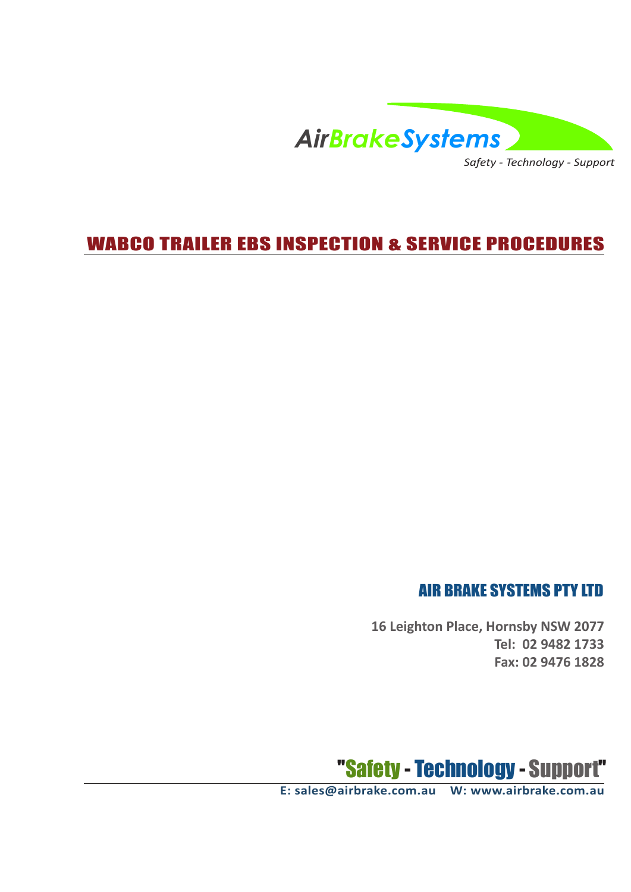AirBrakeSystems

*Safety - Technology - Support*

# WABCO TRAILER EBS INSPECTION & SERVICE PROCEDURES

## AIR BRAKE SYSTEMS PTY LTD

**16 Leighton Place, Hornsby NSW 2077**
**Tel: 02 9482 1733**
**Fax: 02 9476 1828**

"Safety - Technology - Support"

**E: sales@airbrake.com.au W: www.airbrake.com.au**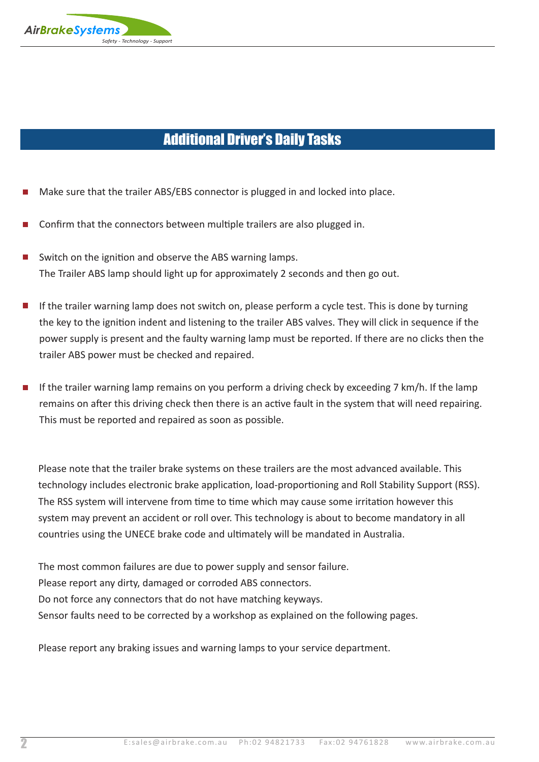# Additional Driver's Daily Tasks

- Make sure that the trailer ABS/EBS connector is plugged in and locked into place.
- Confirm that the connectors between multiple trailers are also plugged in.
- Switch on the ignition and observe the ABS warning lamps.
  The Trailer ABS lamp should light up for approximately 2 seconds and then go out.
- If the trailer warning lamp does not switch on, please perform a cycle test. This is done by turning the key to the ignition indent and listening to the trailer ABS valves. They will click in sequence if the power supply is present and the faulty warning lamp must be reported. If there are no clicks then the trailer ABS power must be checked and repaired.
- If the trailer warning lamp remains on you perform a driving check by exceeding 7 km/h. If the lamp remains on after this driving check then there is an active fault in the system that will need repairing. This must be reported and repaired as soon as possible.

Please note that the trailer brake systems on these trailers are the most advanced available. This technology includes electronic brake application, load-proportioning and Roll Stability Support (RSS). The RSS system will intervene from time to time which may cause some irritation however this system may prevent an accident or roll over. This technology is about to become mandatory in all countries using the UNECE brake code and ultimately will be mandated in Australia.

The most common failures are due to power supply and sensor failure.
Please report any dirty, damaged or corroded ABS connectors.
Do not force any connectors that do not have matching keyways.
Sensor faults need to be corrected by a workshop as explained on the following pages.

Please report any braking issues and warning lamps to your service department.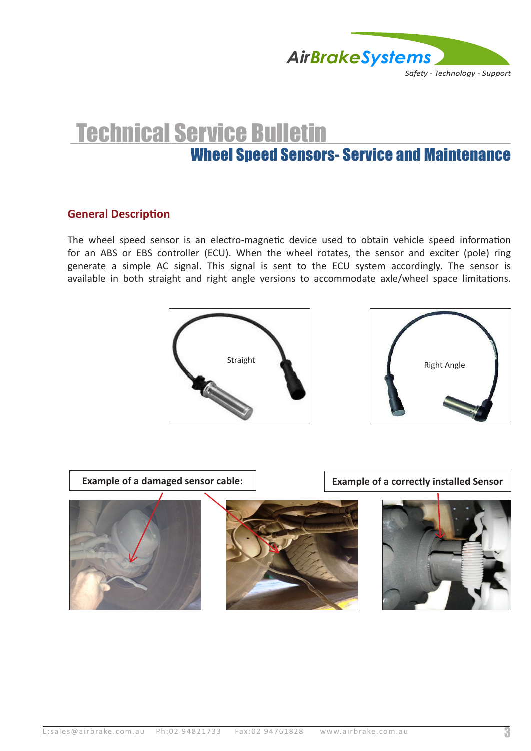# Technical Service Bulletin

## Wheel Speed Sensors- Service and Maintenance

### General Description

The wheel speed sensor is an electro-magnetic device used to obtain vehicle speed information for an ABS or EBS controller (ECU). When the wheel rotates, the sensor and exciter (pole) ring generate a simple AC signal. This signal is sent to the ECU system accordingly. The sensor is available in both straight and right angle versions to accommodate axle/wheel space limitations.

Straight

Right Angle

**Example of a damaged sensor cable:**

**Example of a correctly installed Sensor**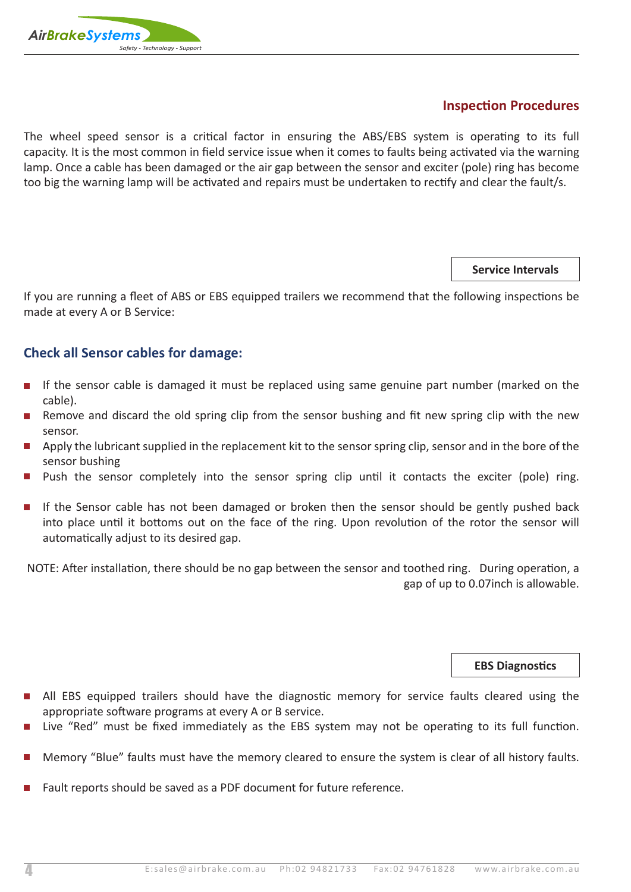## Inspection Procedures

The wheel speed sensor is a critical factor in ensuring the ABS/EBS system is operating to its full capacity. It is the most common in field service issue when it comes to faults being activated via the warning lamp. Once a cable has been damaged or the air gap between the sensor and exciter (pole) ring has become too big the warning lamp will be activated and repairs must be undertaken to rectify and clear the fault/s.

### Service Intervals

If you are running a fleet of ABS or EBS equipped trailers we recommend that the following inspections be made at every A or B Service:

### Check all Sensor cables for damage:

- If the sensor cable is damaged it must be replaced using same genuine part number (marked on the cable).
- Remove and discard the old spring clip from the sensor bushing and fit new spring clip with the new sensor.
- Apply the lubricant supplied in the replacement kit to the sensor spring clip, sensor and in the bore of the sensor bushing
- Push the sensor completely into the sensor spring clip until it contacts the exciter (pole) ring.
- If the Sensor cable has not been damaged or broken then the sensor should be gently pushed back into place until it bottoms out on the face of the ring. Upon revolution of the rotor the sensor will automatically adjust to its desired gap.

NOTE: After installation, there should be no gap between the sensor and toothed ring. During operation, a gap of up to 0.07inch is allowable.

### EBS Diagnostics

- All EBS equipped trailers should have the diagnostic memory for service faults cleared using the appropriate software programs at every A or B service.
- Live "Red" must be fixed immediately as the EBS system may not be operating to its full function.
- Memory "Blue" faults must have the memory cleared to ensure the system is clear of all history faults.
- Fault reports should be saved as a PDF document for future reference.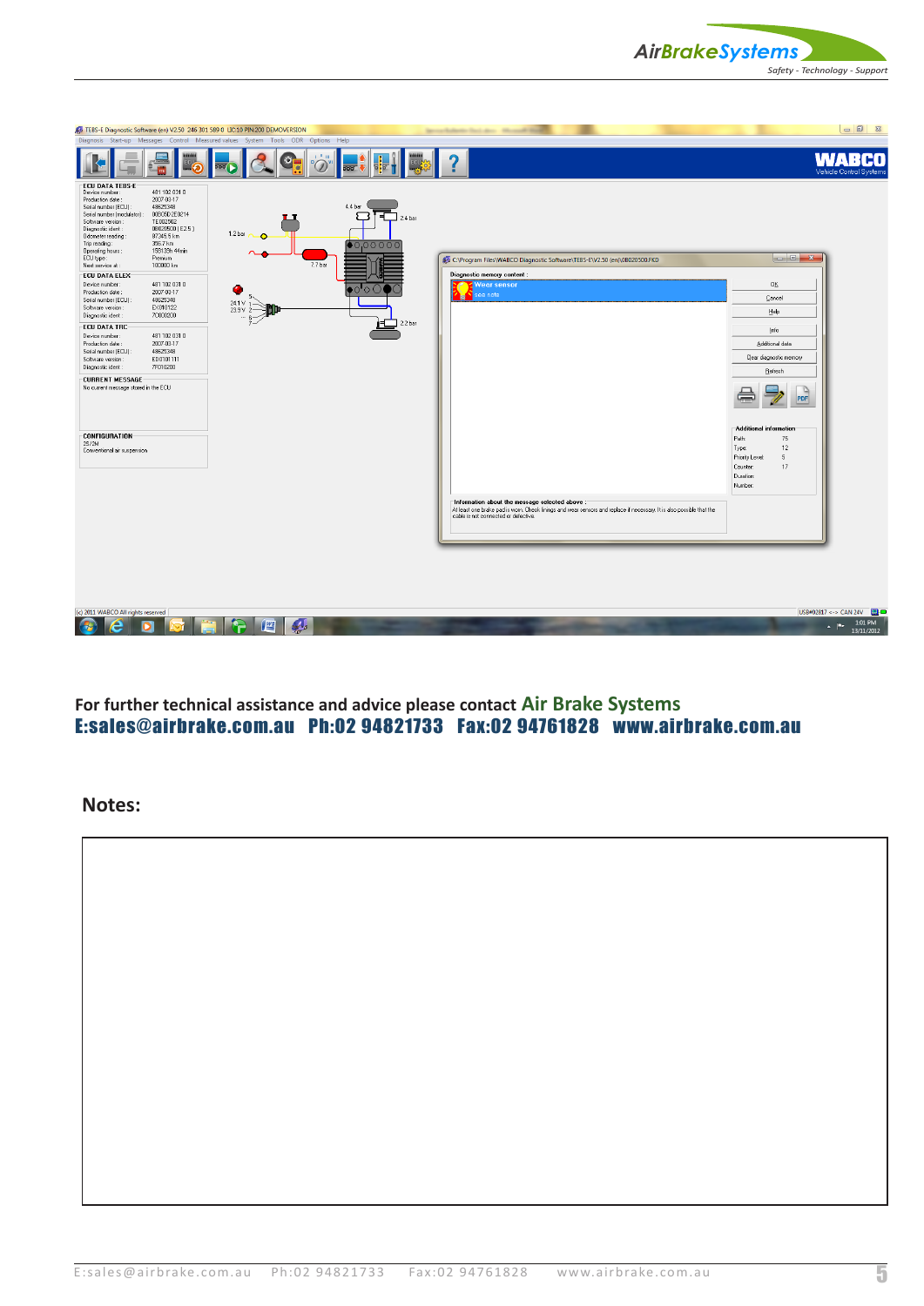For further technical assistance and advice please contact **Air Brake Systems**

**E:sales@airbrake.com.au Ph:02 94821733 Fax:02 94761828 www.airbrake.com.au**

## Notes: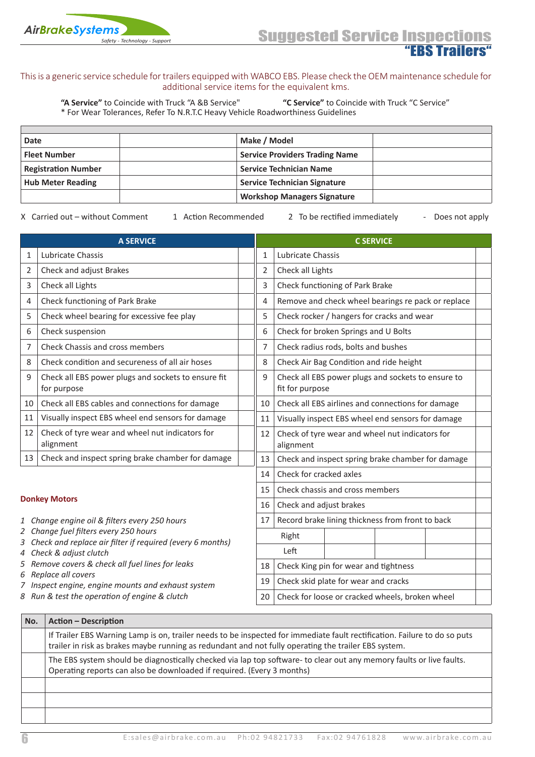# Suggested Service Inspections

## "EBS Trailers"

This is a generic service schedule for trailers equipped with WABCO EBS. Please check the OEM maintenance schedule for additional service items for the equivalent kms.

**"A Service"** to Coincide with Truck "A &B Service" **"C Service"** to Coincide with Truck "C Service"

* For Wear Tolerances, Refer To N.R.T.C Heavy Vehicle Roadworthiness Guidelines

| | | | |
|---|---|---|---|
| **Date** | | **Make / Model** | |
| **Fleet Number** | | **Service Providers Trading Name** | |
| **Registration Number** | | **Service Technician Name** | |
| **Hub Meter Reading** | | **Service Technician Signature** | |
| | | **Workshop Managers Signature** | |

X Carried out – without Comment    1 Action Recommended    2 To be rectified immediately    - Does not apply

| A SERVICE | | |
|---|---|---|
| 1 | Lubricate Chassis | |
| 2 | Check and adjust Brakes | |
| 3 | Check all Lights | |
| 4 | Check functioning of Park Brake | |
| 5 | Check wheel bearing for excessive fee play | |
| 6 | Check suspension | |
| 7 | Check Chassis and cross members | |
| 8 | Check condition and secureness of all air hoses | |
| 9 | Check all EBS power plugs and sockets to ensure fit for purpose | |
| 10 | Check all EBS cables and connections for damage | |
| 11 | Visually inspect EBS wheel end sensors for damage | |
| 12 | Check of tyre wear and wheel nut indicators for alignment | |
| 13 | Check and inspect spring brake chamber for damage | |

| C SERVICE | | | | |
|---|---|---|---|---|
| 1 | Lubricate Chassis | | | |
| 2 | Check all Lights | | | |
| 3 | Check functioning of Park Brake | | | |
| 4 | Remove and check wheel bearings re pack or replace | | | |
| 5 | Check rocker / hangers for cracks and wear | | | |
| 6 | Check for broken Springs and U Bolts | | | |
| 7 | Check radius rods, bolts and bushes | | | |
| 8 | Check Air Bag Condition and ride height | | | |
| 9 | Check all EBS power plugs and sockets to ensure to fit for purpose | | | |
| 10 | Check all EBS airlines and connections for damage | | | |
| 11 | Visually inspect EBS wheel end sensors for damage | | | |
| 12 | Check of tyre wear and wheel nut indicators for alignment | | | |
| 13 | Check and inspect spring brake chamber for damage | | | |
| 14 | Check for cracked axles | | | |
| 15 | Check chassis and cross members | | | |
| 16 | Check and adjust brakes | | | |
| 17 | Record brake lining thickness from front to back | | | |
| | Right | | | |
| | Left | | | |
| 18 | Check King pin for wear and tightness | | | |
| 19 | Check skid plate for wear and cracks | | | |
| 20 | Check for loose or cracked wheels, broken wheel | | | |

**Donkey Motors**

*1 Change engine oil & filters every 250 hours*
*2 Change fuel filters every 250 hours*
*3 Check and replace air filter if required (every 6 months)*
*4 Check & adjust clutch*
*5 Remove covers & check all fuel lines for leaks*
*6 Replace all covers*
*7 Inspect engine, engine mounts and exhaust system*
*8 Run & test the operation of engine & clutch*

| No. | Action – Description |
|---|---|
| | If Trailer EBS Warning Lamp is on, trailer needs to be inspected for immediate fault rectification. Failure to do so puts trailer in risk as brakes maybe running as redundant and not fully operating the trailer EBS system. |
| | The EBS system should be diagnostically checked via lap top software- to clear out any memory faults or live faults. Operating reports can also be downloaded if required. (Every 3 months) |
| | |
| | |
| | |

E:sales@airbrake.com.au Ph:02 94821733 Fax:02 94761828 www.airbrake.com.au